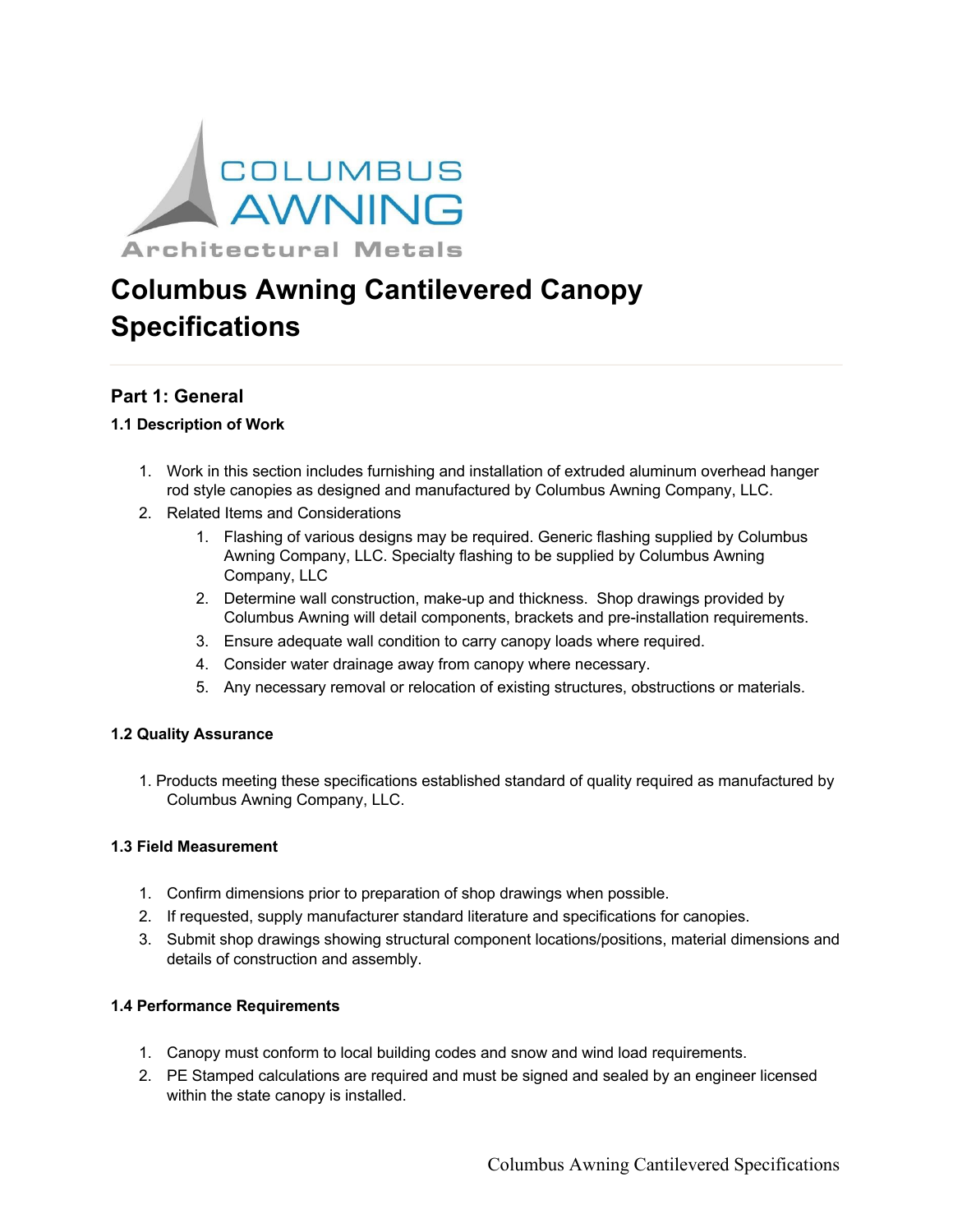# Columbus Awning Cantilevered Canopy Specifications

## Part 1: General

### 1.1 Description of Work

1. Work in this section includes furnishing and installation of extruded aluminum overhead hanger rod style canopies as designed and manufactured by Columbus Awning Company, LLC.
2. Related Items and Considerations
    1. Flashing of various designs may be required. Generic flashing supplied by Columbus Awning Company, LLC. Specialty flashing to be supplied by Columbus Awning Company, LLC
    2. Determine wall construction, make-up and thickness. Shop drawings provided by Columbus Awning will detail components, brackets and pre-installation requirements.
    3. Ensure adequate wall condition to carry canopy loads where required.
    4. Consider water drainage away from canopy where necessary.
    5. Any necessary removal or relocation of existing structures, obstructions or materials.

### 1.2 Quality Assurance

1. Products meeting these specifications established standard of quality required as manufactured by Columbus Awning Company, LLC.

### 1.3 Field Measurement

1. Confirm dimensions prior to preparation of shop drawings when possible.
2. If requested, supply manufacturer standard literature and specifications for canopies.
3. Submit shop drawings showing structural component locations/positions, material dimensions and details of construction and assembly.

### 1.4 Performance Requirements

1. Canopy must conform to local building codes and snow and wind load requirements.
2. PE Stamped calculations are required and must be signed and sealed by an engineer licensed within the state canopy is installed.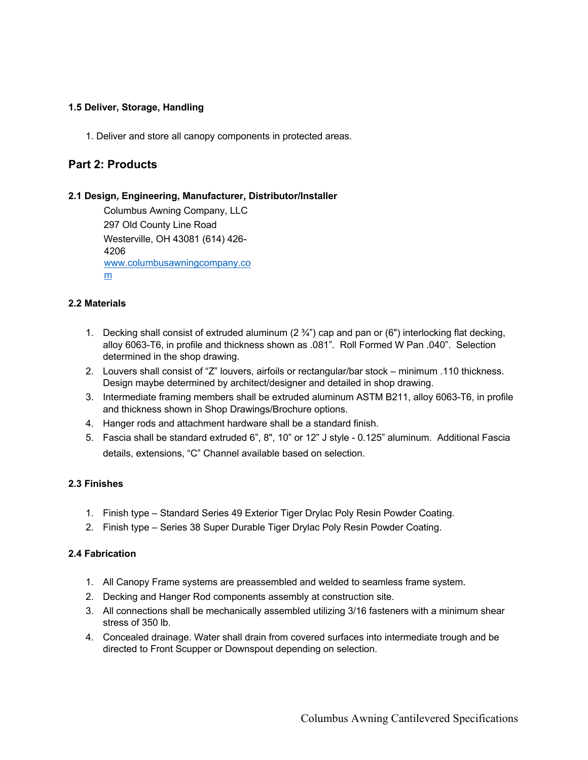### 1.5 Deliver, Storage, Handling

1. Deliver and store all canopy components in protected areas.

## Part 2: Products

### 2.1 Design, Engineering, Manufacturer, Distributor/Installer

Columbus Awning Company, LLC
297 Old County Line Road
Westerville, OH 43081 (614) 426-4206
www.columbusawningcompany.com

### 2.2 Materials

1. Decking shall consist of extruded aluminum (2 ¾") cap and pan or (6") interlocking flat decking, alloy 6063-T6, in profile and thickness shown as .081". Roll Formed W Pan .040". Selection determined in the shop drawing.
2. Louvers shall consist of "Z" louvers, airfoils or rectangular/bar stock – minimum .110 thickness. Design maybe determined by architect/designer and detailed in shop drawing.
3. Intermediate framing members shall be extruded aluminum ASTM B211, alloy 6063-T6, in profile and thickness shown in Shop Drawings/Brochure options.
4. Hanger rods and attachment hardware shall be a standard finish.
5. Fascia shall be standard extruded 6", 8", 10" or 12" J style - 0.125" aluminum. Additional Fascia details, extensions, "C" Channel available based on selection.

### 2.3 Finishes

1. Finish type – Standard Series 49 Exterior Tiger Drylac Poly Resin Powder Coating.
2. Finish type – Series 38 Super Durable Tiger Drylac Poly Resin Powder Coating.

### 2.4 Fabrication

1. All Canopy Frame systems are preassembled and welded to seamless frame system.
2. Decking and Hanger Rod components assembly at construction site.
3. All connections shall be mechanically assembled utilizing 3/16 fasteners with a minimum shear stress of 350 lb.
4. Concealed drainage. Water shall drain from covered surfaces into intermediate trough and be directed to Front Scupper or Downspout depending on selection.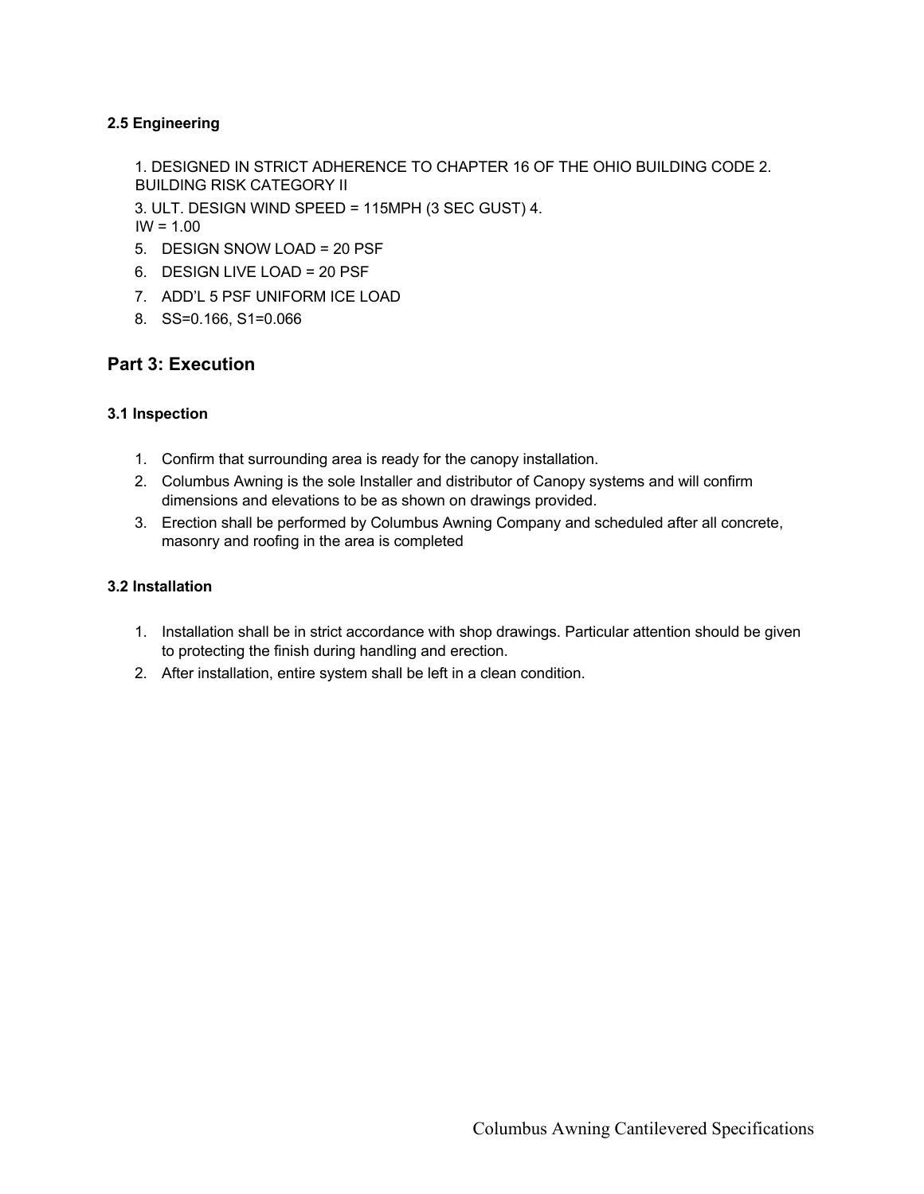### 2.5 Engineering

1. DESIGNED IN STRICT ADHERENCE TO CHAPTER 16 OF THE OHIO BUILDING CODE 2. BUILDING RISK CATEGORY II

3. ULT. DESIGN WIND SPEED = 115MPH (3 SEC GUST) 4. IW = 1.00

5. DESIGN SNOW LOAD = 20 PSF
6. DESIGN LIVE LOAD = 20 PSF
7. ADD'L 5 PSF UNIFORM ICE LOAD
8. SS=0.166, S1=0.066

## Part 3: Execution

### 3.1 Inspection

1. Confirm that surrounding area is ready for the canopy installation.
2. Columbus Awning is the sole Installer and distributor of Canopy systems and will confirm dimensions and elevations to be as shown on drawings provided.
3. Erection shall be performed by Columbus Awning Company and scheduled after all concrete, masonry and roofing in the area is completed

### 3.2 Installation

1. Installation shall be in strict accordance with shop drawings. Particular attention should be given to protecting the finish during handling and erection.
2. After installation, entire system shall be left in a clean condition.